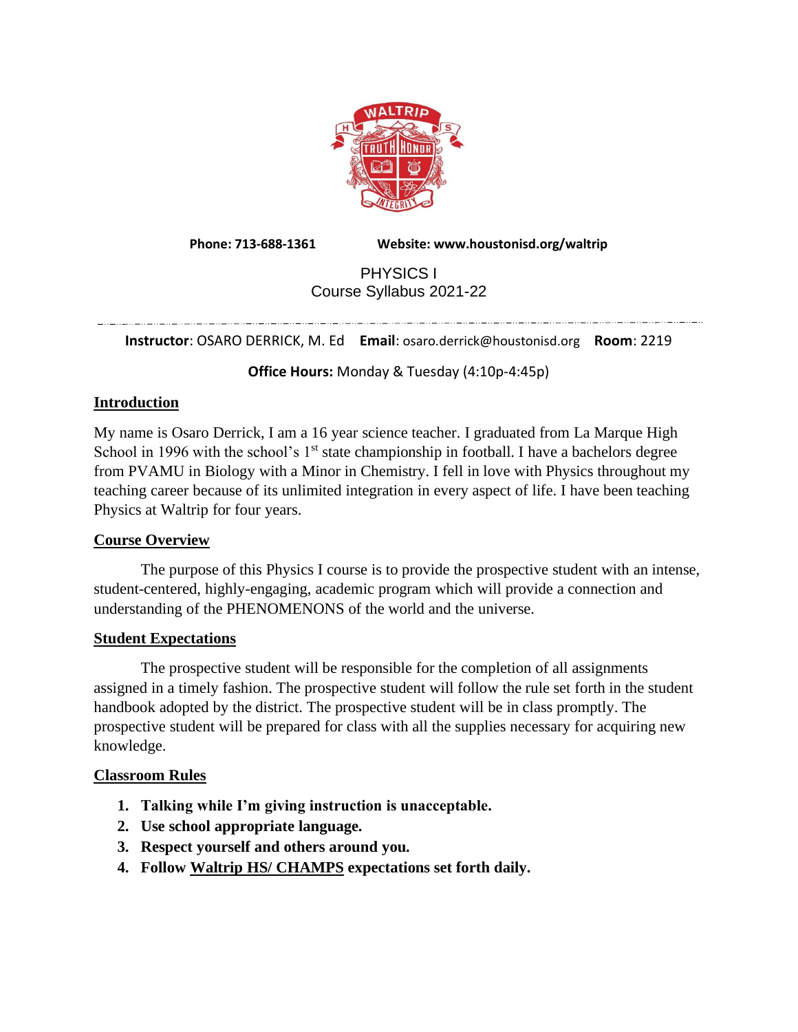**Phone: 713-688-1361** **Website: www.houstonisd.org/waltrip**

# PHYSICS I
## Course Syllabus 2021-22

---

**Instructor**: OSARO DERRICK, M. Ed **Email**: osaro.derrick@houstonisd.org **Room**: 2219

**Office Hours:** Monday & Tuesday (4:10p-4:45p)

### Introduction

My name is Osaro Derrick, I am a 16 year science teacher. I graduated from La Marque High School in 1996 with the school's 1st state championship in football. I have a bachelors degree from PVAMU in Biology with a Minor in Chemistry. I fell in love with Physics throughout my teaching career because of its unlimited integration in every aspect of life. I have been teaching Physics at Waltrip for four years.

### Course Overview

The purpose of this Physics I course is to provide the prospective student with an intense, student-centered, highly-engaging, academic program which will provide a connection and understanding of the PHENOMENONS of the world and the universe.

### Student Expectations

The prospective student will be responsible for the completion of all assignments assigned in a timely fashion. The prospective student will follow the rule set forth in the student handbook adopted by the district. The prospective student will be in class promptly. The prospective student will be prepared for class with all the supplies necessary for acquiring new knowledge.

### Classroom Rules

1. **Talking while I'm giving instruction is unacceptable.**
2. **Use school appropriate language.**
3. **Respect yourself and others around you.**
4. **Follow Waltrip HS/ CHAMPS expectations set forth daily.**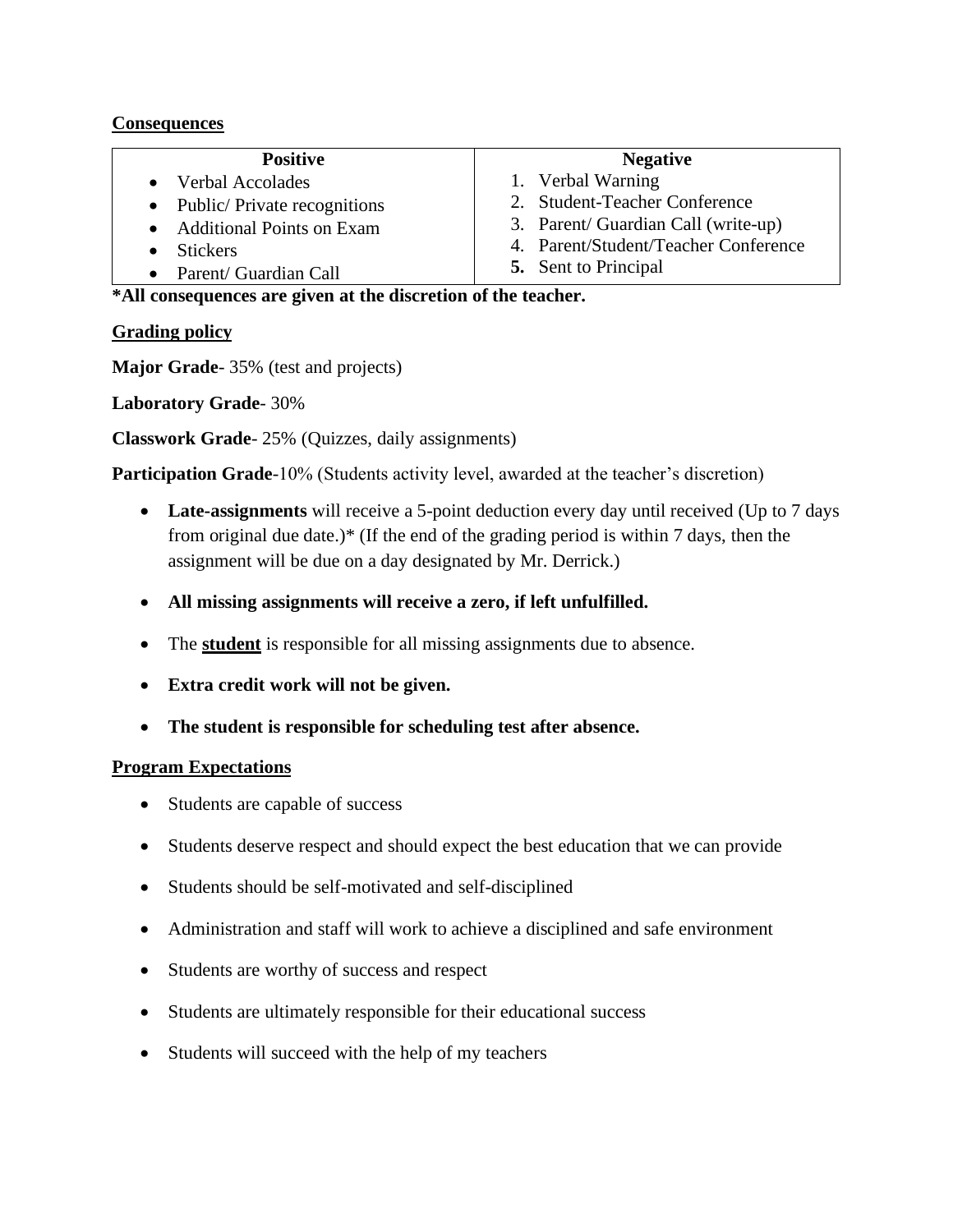**<u>Consequences</u>**

| Positive | Negative |
|---|---|
| • Verbal Accolades<br>• Public/ Private recognitions<br>• Additional Points on Exam<br>• Stickers<br>• Parent/ Guardian Call | 1. Verbal Warning<br>2. Student-Teacher Conference<br>3. Parent/ Guardian Call (write-up)<br>4. Parent/Student/Teacher Conference<br>**5.** Sent to Principal |

**\*All consequences are given at the discretion of the teacher.**

**<u>Grading policy</u>**

**Major Grade**- 35% (test and projects)

**Laboratory Grade**- 30%

**Classwork Grade**- 25% (Quizzes, daily assignments)

**Participation Grade**-10% (Students activity level, awarded at the teacher's discretion)

- **Late-assignments** will receive a 5-point deduction every day until received (Up to 7 days from original due date.)* (If the end of the grading period is within 7 days, then the assignment will be due on a day designated by Mr. Derrick.)
- **All missing assignments will receive a zero, if left unfulfilled.**
- The **<u>student</u>** is responsible for all missing assignments due to absence.
- **Extra credit work will not be given.**
- **The student is responsible for scheduling test after absence.**

**<u>Program Expectations</u>**

- Students are capable of success
- Students deserve respect and should expect the best education that we can provide
- Students should be self-motivated and self-disciplined
- Administration and staff will work to achieve a disciplined and safe environment
- Students are worthy of success and respect
- Students are ultimately responsible for their educational success
- Students will succeed with the help of my teachers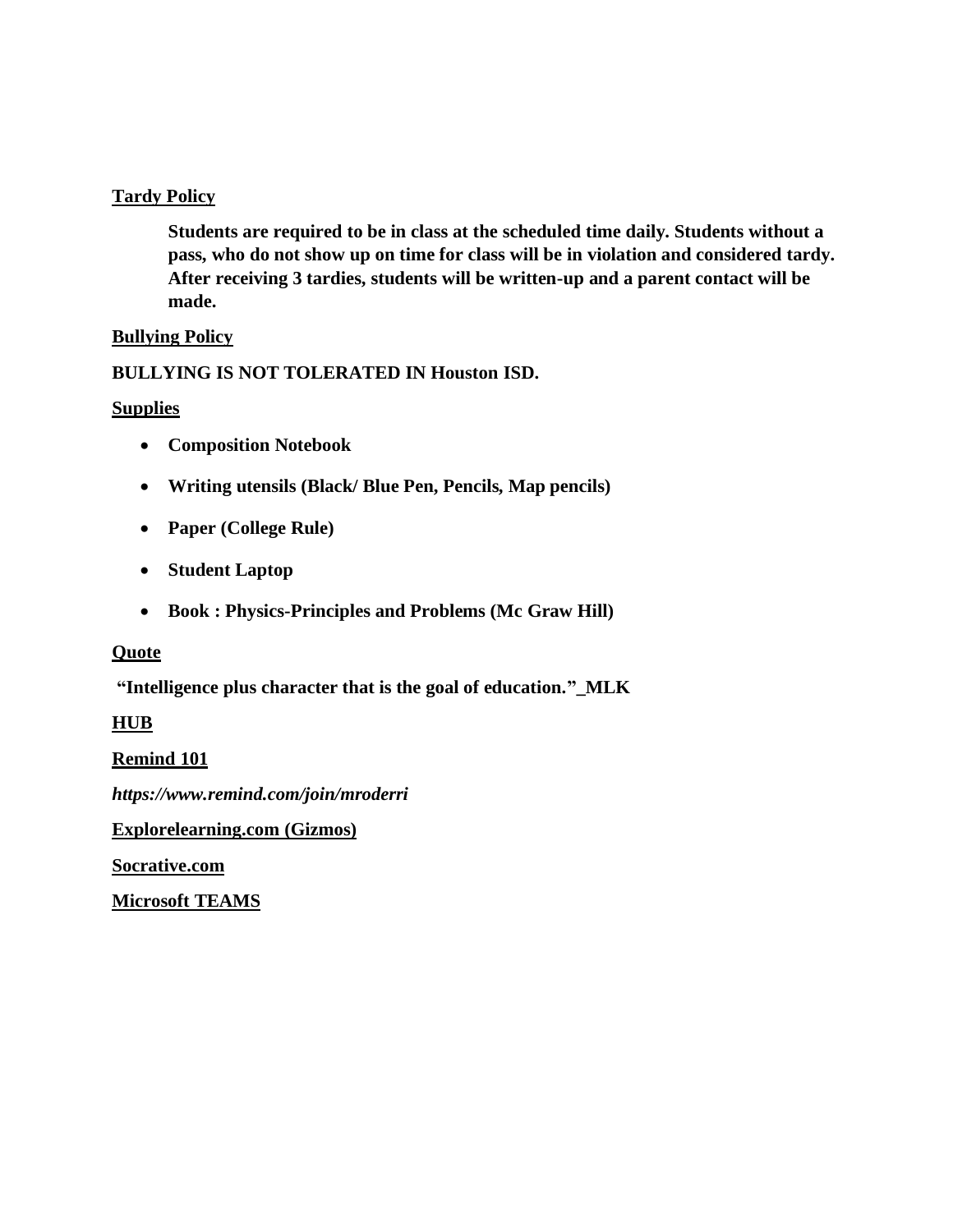**Tardy Policy**

> **Students are required to be in class at the scheduled time daily. Students without a pass, who do not show up on time for class will be in violation and considered tardy. After receiving 3 tardies, students will be written-up and a parent contact will be made.**

**Bullying Policy**

**BULLYING IS NOT TOLERATED IN Houston ISD.**

**Supplies**

- **Composition Notebook**
- **Writing utensils (Black/ Blue Pen, Pencils, Map pencils)**
- **Paper (College Rule)**
- **Student Laptop**
- **Book : Physics-Principles and Problems (Mc Graw Hill)**

**Quote**

**"Intelligence plus character that is the goal of education."_MLK**

**HUB**

**Remind 101**

***https://www.remind.com/join/mroderri***

**Explorelearning.com (Gizmos)**

**Socrative.com**

**Microsoft TEAMS**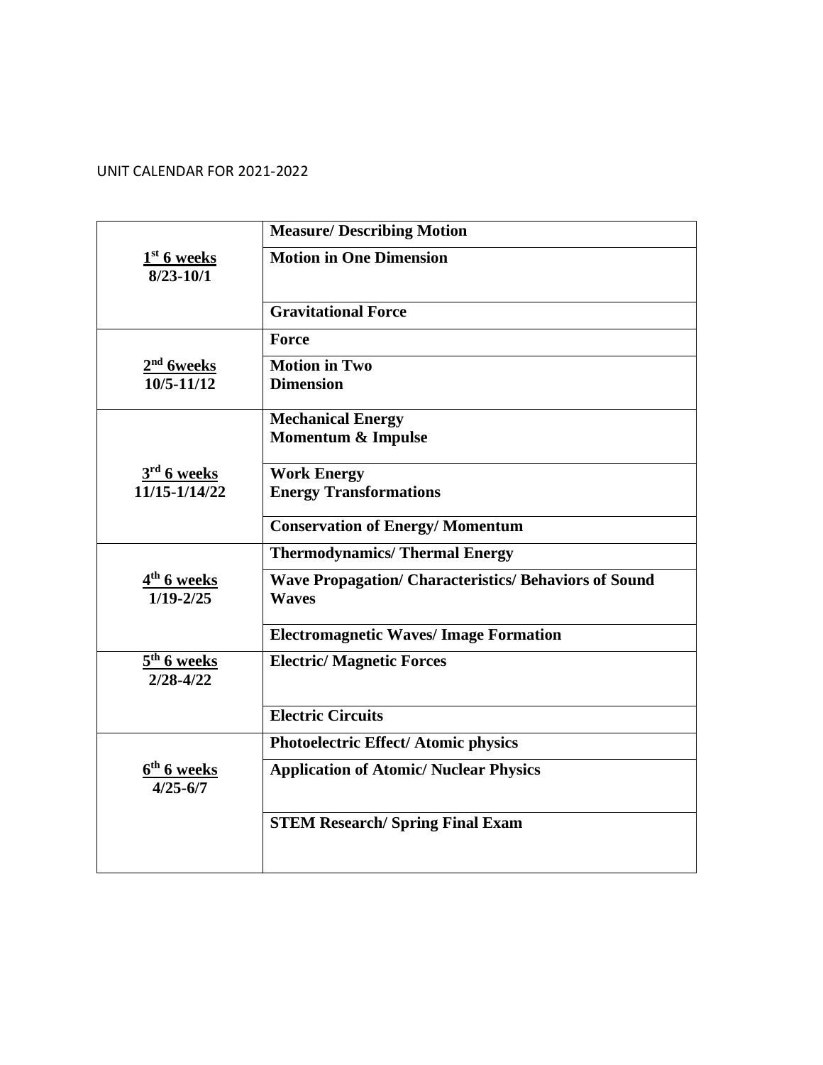UNIT CALENDAR FOR 2021-2022

| | |
|---|---|
| **1st 6 weeks 8/23-10/1** | **Measure/ Describing Motion** |
| | **Motion in One Dimension** |
| | **Gravitational Force** |
| **2nd 6weeks 10/5-11/12** | **Force** |
| | **Motion in Two Dimension** |
| **3rd 6 weeks 11/15-1/14/22** | **Mechanical Energy Momentum & Impulse** |
| | **Work Energy Energy Transformations** |
| | **Conservation of Energy/ Momentum** |
| **4th 6 weeks 1/19-2/25** | **Thermodynamics/ Thermal Energy** |
| | **Wave Propagation/ Characteristics/ Behaviors of Sound Waves** |
| | **Electromagnetic Waves/ Image Formation** |
| **5th 6 weeks 2/28-4/22** | **Electric/ Magnetic Forces** |
| | **Electric Circuits** |
| **6th 6 weeks 4/25-6/7** | **Photoelectric Effect/ Atomic physics** |
| | **Application of Atomic/ Nuclear Physics** |
| | **STEM Research/ Spring Final Exam** |